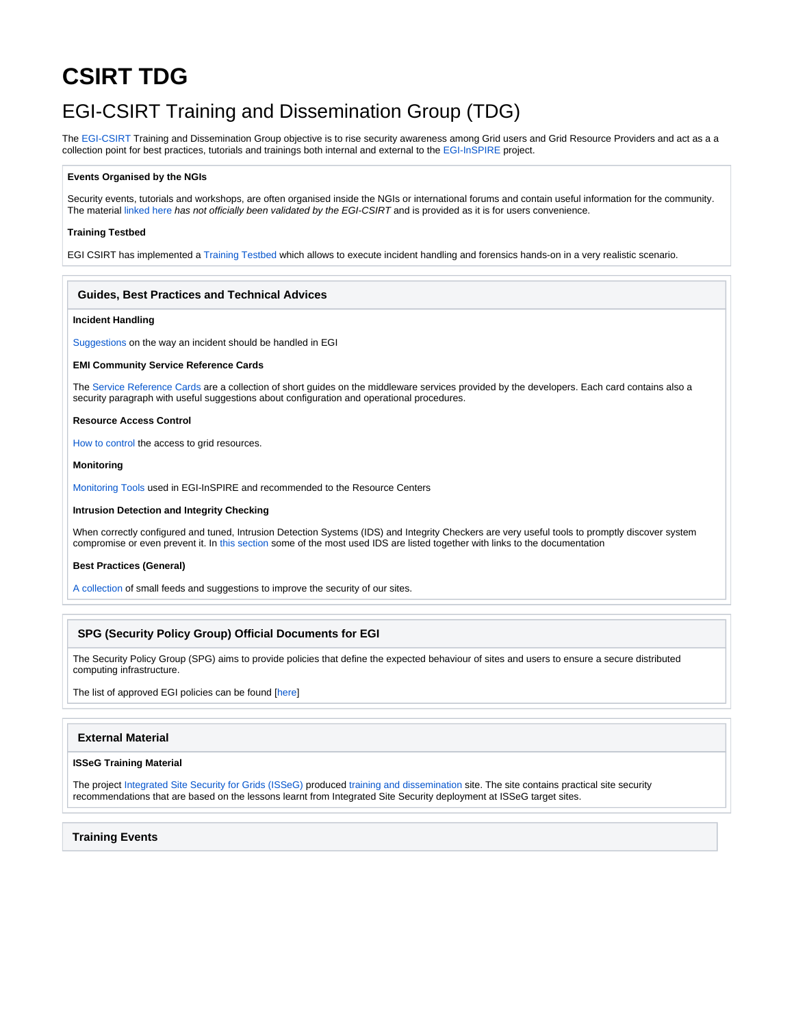# CSIRT TDG

## EGI-CSIRT Training and Dissemination Group (TDG)

The EGI-CSIRT Training and Dissemination Group objective is to rise security awareness among Grid users and Grid Resource Providers and act as a a collection point for best practices, tutorials and trainings both internal and external to the EGI-InSPIRE project.

**Events Organised by the NGIs**

Security events, tutorials and workshops, are often organised inside the NGIs or international forums and contain useful information for the community. The material linked here *has not officially been validated by the EGI-CSIRT* and is provided as it is for users convenience.

**Training Testbed**

EGI CSIRT has implemented a Training Testbed which allows to execute incident handling and forensics hands-on in a very realistic scenario.

### Guides, Best Practices and Technical Advices

**Incident Handling**

Suggestions on the way an incident should be handled in EGI

**EMI Community Service Reference Cards**

The Service Reference Cards are a collection of short guides on the middleware services provided by the developers. Each card contains also a security paragraph with useful suggestions about configuration and operational procedures.

**Resource Access Control**

How to control the access to grid resources.

**Monitoring**

Monitoring Tools used in EGI-InSPIRE and recommended to the Resource Centers

**Intrusion Detection and Integrity Checking**

When correctly configured and tuned, Intrusion Detection Systems (IDS) and Integrity Checkers are very useful tools to promptly discover system compromise or even prevent it. In this section some of the most used IDS are listed together with links to the documentation

**Best Practices (General)**

A collection of small feeds and suggestions to improve the security of our sites.

### SPG (Security Policy Group) Official Documents for EGI

The Security Policy Group (SPG) aims to provide policies that define the expected behaviour of sites and users to ensure a secure distributed computing infrastructure.

The list of approved EGI policies can be found [here]

### External Material

**ISSeG Training Material**

The project Integrated Site Security for Grids (ISSeG) produced training and dissemination site. The site contains practical site security recommendations that are based on the lessons learnt from Integrated Site Security deployment at ISSeG target sites.

### Training Events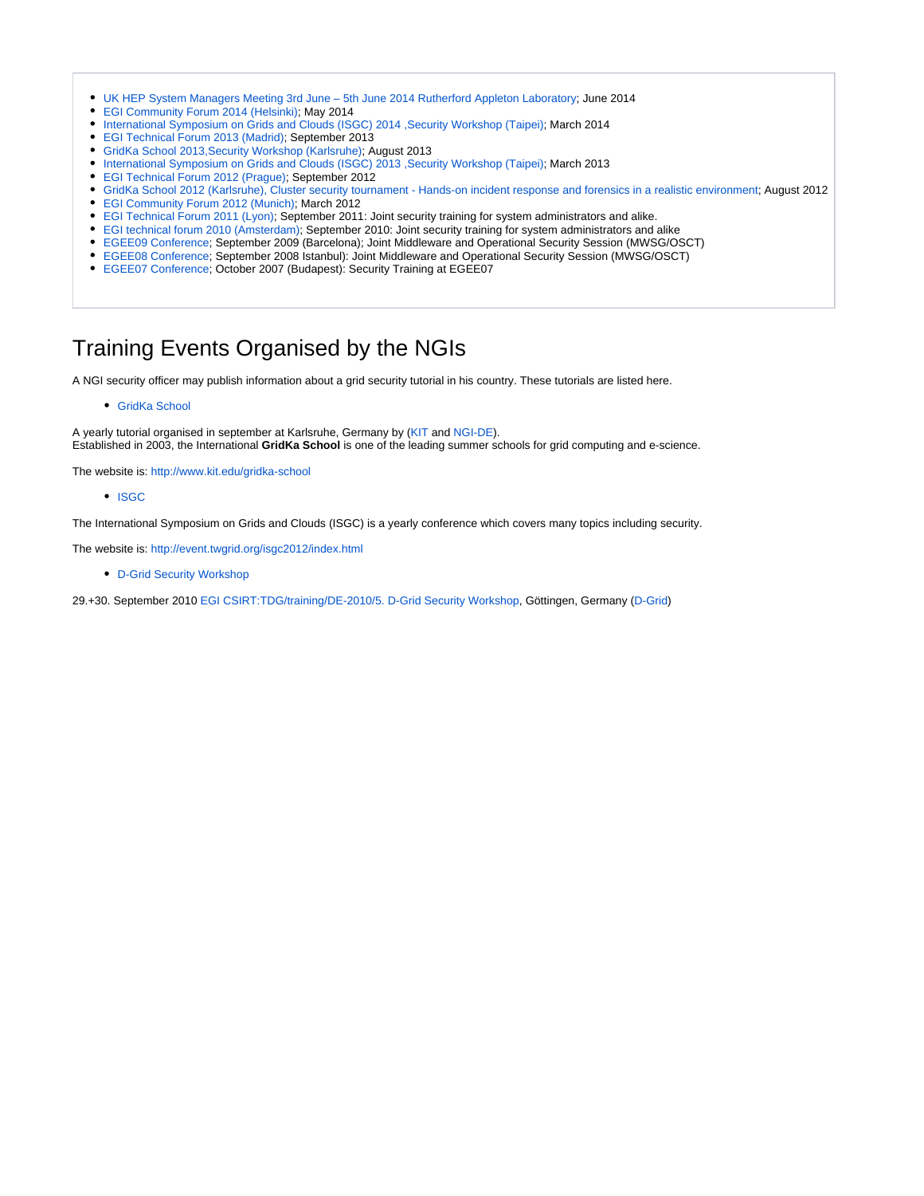- UK HEP System Managers Meeting 3rd June – 5th June 2014 Rutherford Appleton Laboratory; June 2014
- EGI Community Forum 2014 (Helsinki); May 2014
- International Symposium on Grids and Clouds (ISGC) 2014 ,Security Workshop (Taipei); March 2014
- EGI Technical Forum 2013 (Madrid); September 2013
- GridKa School 2013,Security Workshop (Karlsruhe); August 2013
- International Symposium on Grids and Clouds (ISGC) 2013 ,Security Workshop (Taipei); March 2013
- EGI Technical Forum 2012 (Prague); September 2012
- GridKa School 2012 (Karlsruhe), Cluster security tournament - Hands-on incident response and forensics in a realistic environment; August 2012
- EGI Community Forum 2012 (Munich); March 2012
- EGI Technical Forum 2011 (Lyon); September 2011: Joint security training for system administrators and alike.
- EGI technical forum 2010 (Amsterdam); September 2010: Joint security training for system administrators and alike
- EGEE09 Conference; September 2009 (Barcelona); Joint Middleware and Operational Security Session (MWSG/OSCT)
- EGEE08 Conference; September 2008 Istanbul): Joint Middleware and Operational Security Session (MWSG/OSCT)
- EGEE07 Conference; October 2007 (Budapest): Security Training at EGEE07

# Training Events Organised by the NGIs

A NGI security officer may publish information about a grid security tutorial in his country. These tutorials are listed here.

- GridKa School

A yearly tutorial organised in september at Karlsruhe, Germany by (KIT and NGI-DE).
Established in 2003, the International **GridKa School** is one of the leading summer schools for grid computing and e-science.

The website is: http://www.kit.edu/gridka-school

- ISGC

The International Symposium on Grids and Clouds (ISGC) is a yearly conference which covers many topics including security.

The website is: http://event.twgrid.org/isgc2012/index.html

- D-Grid Security Workshop

29.+30. September 2010 EGI CSIRT:TDG/training/DE-2010/5. D-Grid Security Workshop, Göttingen, Germany (D-Grid)